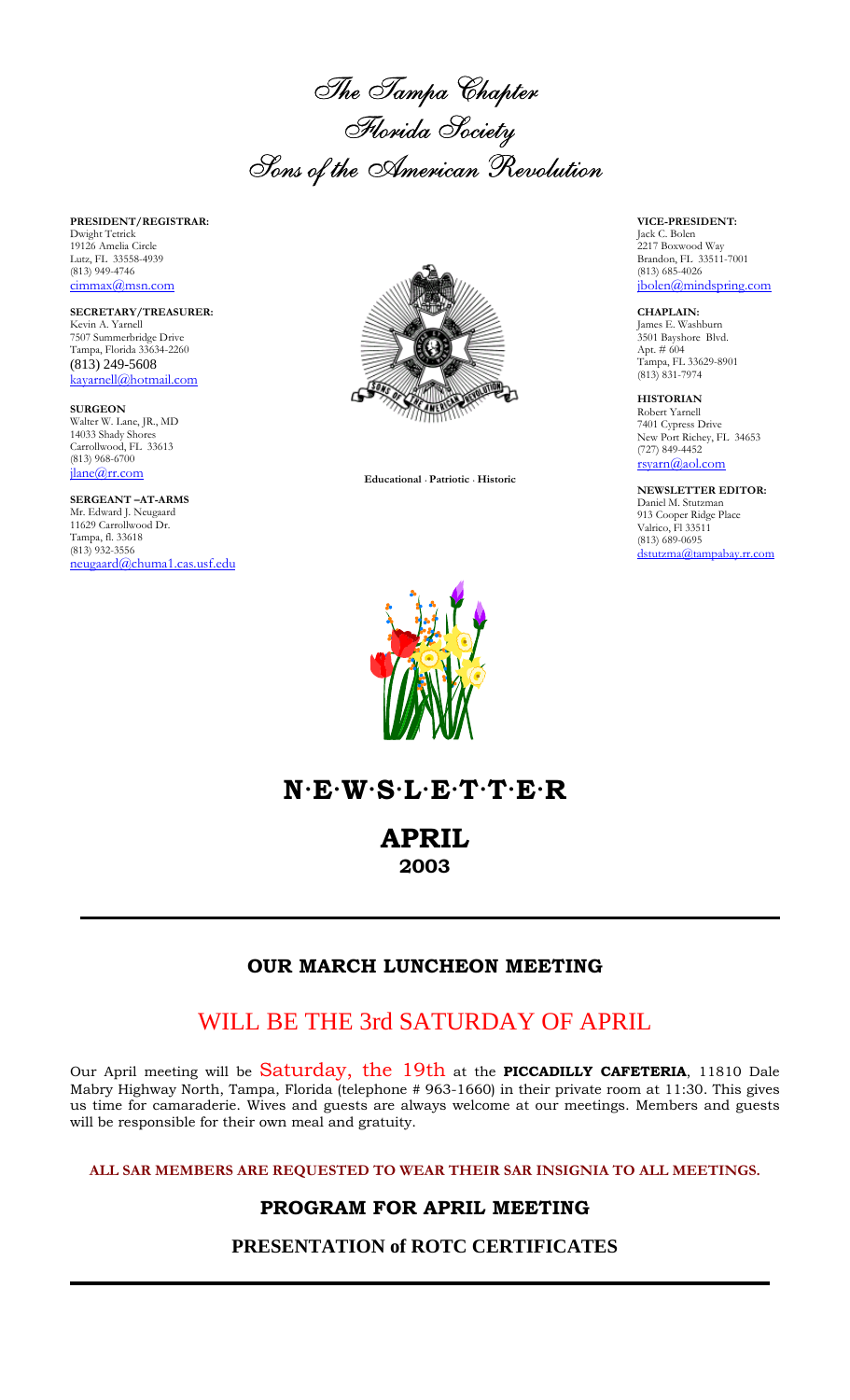# The Tampa Chapter
# Florida Society
# Sons of the American Revolution

**PRESIDENT/REGISTRAR:**
Dwight Tetrick
19126 Amelia Circle
Lutz, FL 33558-4939
(813) 949-4746
cimmax@msn.com

**SECRETARY/TREASURER:**
Kevin A. Yarnell
7507 Summerbridge Drive
Tampa, Florida 33634-2260
(813) 249-5608
kayarnell@hotmail.com

**SURGEON**
Walter W. Lane, JR., MD
14033 Shady Shores
Carrollwood, FL 33613
(813) 968-6700
jlane@rr.com

**SERGEANT –AT-ARMS**
Mr. Edward J. Neugaard
11629 Carrollwood Dr.
Tampa, fl. 33618
(813) 932-3556
neugaard@chuma1.cas.usf.edu

**VICE-PRESIDENT:**
Jack C. Bolen
2217 Boxwood Way
Brandon, FL 33511-7001
(813) 685-4026
jbolen@mindspring.com

**CHAPLAIN:**
James E. Washburn
3501 Bayshore Blvd.
Apt. # 604
Tampa, FL 33629-8901
(813) 831-7974

**HISTORIAN**
Robert Yarnell
7401 Cypress Drive
New Port Richey, FL 34653
(727) 849-4452
rsyarn@aol.com

**NEWSLETTER EDITOR:**
Daniel M. Stutzman
913 Cooper Ridge Place
Valrico, Fl 33511
(813) 689-0695
dstutzma@tampabay.rr.com

**Educational · Patriotic · Historic**

# N·E·W·S·L·E·T·T·E·R

## APRIL
## 2003

---

## OUR MARCH LUNCHEON MEETING

# WILL BE THE 3rd SATURDAY OF APRIL

Our April meeting will be Saturday, the 19th at the **PICCADILLY CAFETERIA**, 11810 Dale Mabry Highway North, Tampa, Florida (telephone # 963-1660) in their private room at 11:30. This gives us time for camaraderie. Wives and guests are always welcome at our meetings. Members and guests will be responsible for their own meal and gratuity.

**ALL SAR MEMBERS ARE REQUESTED TO WEAR THEIR SAR INSIGNIA TO ALL MEETINGS.**

## PROGRAM FOR APRIL MEETING

### PRESENTATION of ROTC CERTIFICATES

---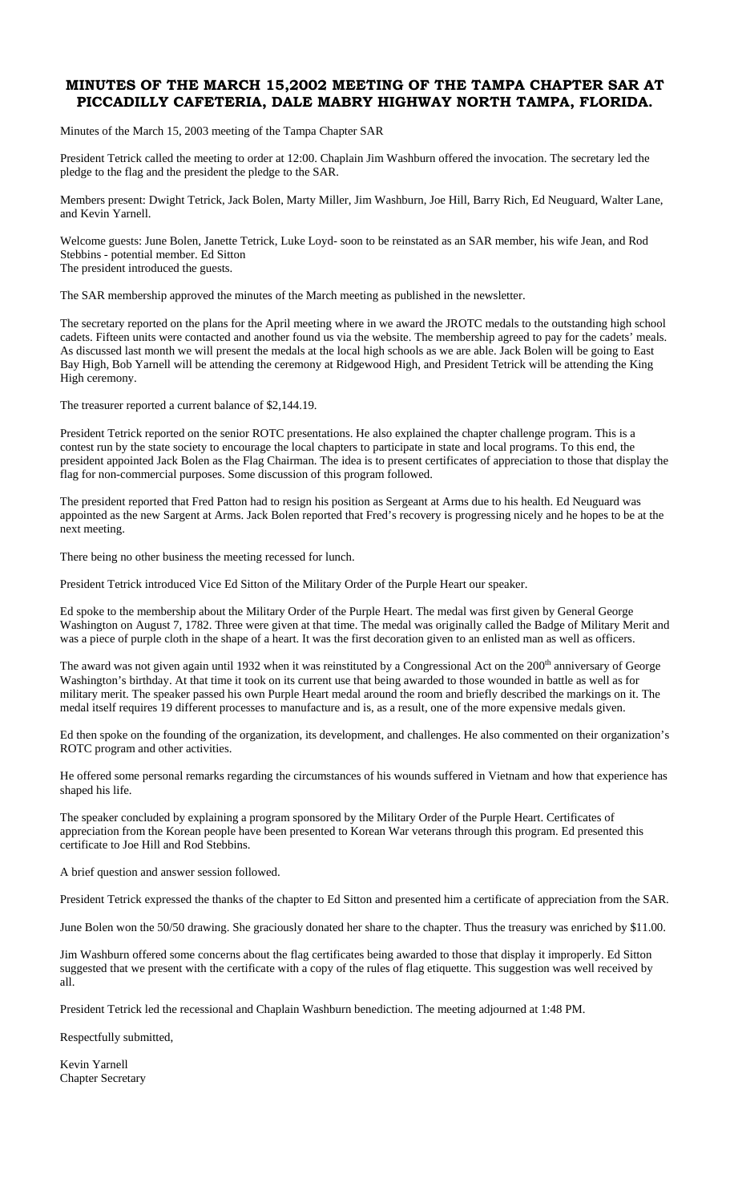# MINUTES OF THE MARCH 15,2002 MEETING OF THE TAMPA CHAPTER SAR AT PICCADILLY CAFETERIA, DALE MABRY HIGHWAY NORTH TAMPA, FLORIDA.

Minutes of the March 15, 2003 meeting of the Tampa Chapter SAR

President Tetrick called the meeting to order at 12:00. Chaplain Jim Washburn offered the invocation. The secretary led the pledge to the flag and the president the pledge to the SAR.

Members present: Dwight Tetrick, Jack Bolen, Marty Miller, Jim Washburn, Joe Hill, Barry Rich, Ed Neuguard, Walter Lane, and Kevin Yarnell.

Welcome guests: June Bolen, Janette Tetrick, Luke Loyd- soon to be reinstated as an SAR member, his wife Jean, and Rod Stebbins - potential member. Ed Sitton
The president introduced the guests.

The SAR membership approved the minutes of the March meeting as published in the newsletter.

The secretary reported on the plans for the April meeting where in we award the JROTC medals to the outstanding high school cadets. Fifteen units were contacted and another found us via the website. The membership agreed to pay for the cadets' meals. As discussed last month we will present the medals at the local high schools as we are able. Jack Bolen will be going to East Bay High, Bob Yarnell will be attending the ceremony at Ridgewood High, and President Tetrick will be attending the King High ceremony.

The treasurer reported a current balance of $2,144.19.

President Tetrick reported on the senior ROTC presentations. He also explained the chapter challenge program. This is a contest run by the state society to encourage the local chapters to participate in state and local programs. To this end, the president appointed Jack Bolen as the Flag Chairman. The idea is to present certificates of appreciation to those that display the flag for non-commercial purposes. Some discussion of this program followed.

The president reported that Fred Patton had to resign his position as Sergeant at Arms due to his health. Ed Neuguard was appointed as the new Sargent at Arms. Jack Bolen reported that Fred's recovery is progressing nicely and he hopes to be at the next meeting.

There being no other business the meeting recessed for lunch.

President Tetrick introduced Vice Ed Sitton of the Military Order of the Purple Heart our speaker.

Ed spoke to the membership about the Military Order of the Purple Heart. The medal was first given by General George Washington on August 7, 1782. Three were given at that time. The medal was originally called the Badge of Military Merit and was a piece of purple cloth in the shape of a heart. It was the first decoration given to an enlisted man as well as officers.

The award was not given again until 1932 when it was reinstituted by a Congressional Act on the 200th anniversary of George Washington's birthday. At that time it took on its current use that being awarded to those wounded in battle as well as for military merit. The speaker passed his own Purple Heart medal around the room and briefly described the markings on it. The medal itself requires 19 different processes to manufacture and is, as a result, one of the more expensive medals given.

Ed then spoke on the founding of the organization, its development, and challenges. He also commented on their organization's ROTC program and other activities.

He offered some personal remarks regarding the circumstances of his wounds suffered in Vietnam and how that experience has shaped his life.

The speaker concluded by explaining a program sponsored by the Military Order of the Purple Heart. Certificates of appreciation from the Korean people have been presented to Korean War veterans through this program. Ed presented this certificate to Joe Hill and Rod Stebbins.

A brief question and answer session followed.

President Tetrick expressed the thanks of the chapter to Ed Sitton and presented him a certificate of appreciation from the SAR.

June Bolen won the 50/50 drawing. She graciously donated her share to the chapter. Thus the treasury was enriched by $11.00.

Jim Washburn offered some concerns about the flag certificates being awarded to those that display it improperly. Ed Sitton suggested that we present with the certificate with a copy of the rules of flag etiquette. This suggestion was well received by all.

President Tetrick led the recessional and Chaplain Washburn benediction. The meeting adjourned at 1:48 PM.

Respectfully submitted,

Kevin Yarnell
Chapter Secretary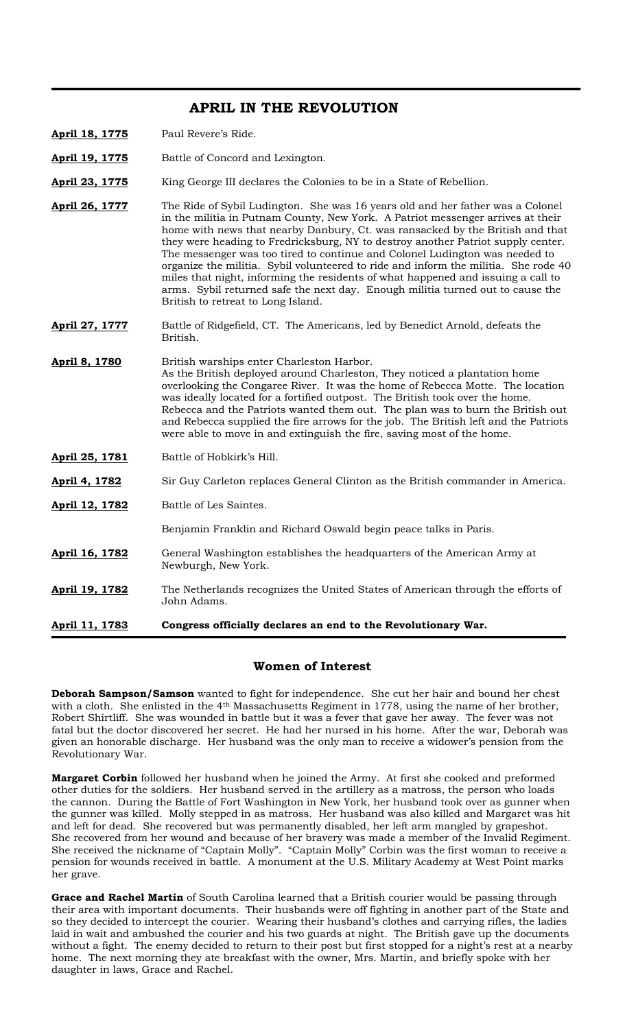## APRIL IN THE REVOLUTION

| | |
|---|---|
| **April 18, 1775** | Paul Revere's Ride. |
| **April 19, 1775** | Battle of Concord and Lexington. |
| **April 23, 1775** | King George III declares the Colonies to be in a State of Rebellion. |
| **April 26, 1777** | The Ride of Sybil Ludington. She was 16 years old and her father was a Colonel in the militia in Putnam County, New York. A Patriot messenger arrives at their home with news that nearby Danbury, Ct. was ransacked by the British and that they were heading to Fredricksburg, NY to destroy another Patriot supply center. The messenger was too tired to continue and Colonel Ludington was needed to organize the militia. Sybil volunteered to ride and inform the militia. She rode 40 miles that night, informing the residents of what happened and issuing a call to arms. Sybil returned safe the next day. Enough militia turned out to cause the British to retreat to Long Island. |
| **April 27, 1777** | Battle of Ridgefield, CT. The Americans, led by Benedict Arnold, defeats the British. |
| **April 8, 1780** | British warships enter Charleston Harbor. As the British deployed around Charleston, They noticed a plantation home overlooking the Congaree River. It was the home of Rebecca Motte. The location was ideally located for a fortified outpost. The British took over the home. Rebecca and the Patriots wanted them out. The plan was to burn the British out and Rebecca supplied the fire arrows for the job. The British left and the Patriots were able to move in and extinguish the fire, saving most of the home. |
| **April 25, 1781** | Battle of Hobkirk's Hill. |
| **April 4, 1782** | Sir Guy Carleton replaces General Clinton as the British commander in America. |
| **April 12, 1782** | Battle of Les Saintes. |
| | Benjamin Franklin and Richard Oswald begin peace talks in Paris. |
| **April 16, 1782** | General Washington establishes the headquarters of the American Army at Newburgh, New York. |
| **April 19, 1782** | The Netherlands recognizes the United States of American through the efforts of John Adams. |
| **April 11, 1783** | **Congress officially declares an end to the Revolutionary War.** |

### Women of Interest

**Deborah Sampson/Samson** wanted to fight for independence. She cut her hair and bound her chest with a cloth. She enlisted in the 4th Massachusetts Regiment in 1778, using the name of her brother, Robert Shirtliff. She was wounded in battle but it was a fever that gave her away. The fever was not fatal but the doctor discovered her secret. He had her nursed in his home. After the war, Deborah was given an honorable discharge. Her husband was the only man to receive a widower's pension from the Revolutionary War.

**Margaret Corbin** followed her husband when he joined the Army. At first she cooked and preformed other duties for the soldiers. Her husband served in the artillery as a matross, the person who loads the cannon. During the Battle of Fort Washington in New York, her husband took over as gunner when the gunner was killed. Molly stepped in as matross. Her husband was also killed and Margaret was hit and left for dead. She recovered but was permanently disabled, her left arm mangled by grapeshot. She recovered from her wound and because of her bravery was made a member of the Invalid Regiment. She received the nickname of "Captain Molly". "Captain Molly" Corbin was the first woman to receive a pension for wounds received in battle. A monument at the U.S. Military Academy at West Point marks her grave.

**Grace and Rachel Martin** of South Carolina learned that a British courier would be passing through their area with important documents. Their husbands were off fighting in another part of the State and so they decided to intercept the courier. Wearing their husband's clothes and carrying rifles, the ladies laid in wait and ambushed the courier and his two guards at night. The British gave up the documents without a fight. The enemy decided to return to their post but first stopped for a night's rest at a nearby home. The next morning they ate breakfast with the owner, Mrs. Martin, and briefly spoke with her daughter in laws, Grace and Rachel.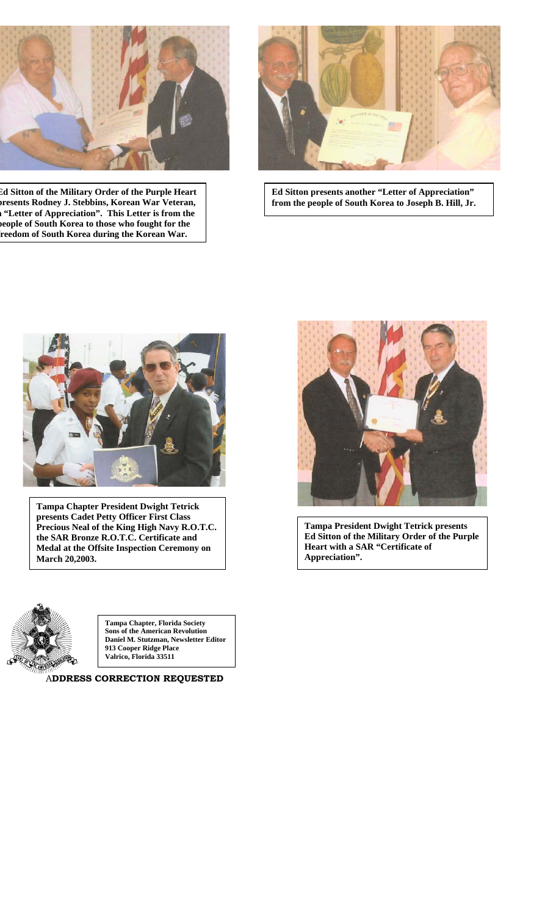Ed Sitton of the Military Order of the Purple Heart presents Rodney J. Stebbins, Korean War Veteran, a "Letter of Appreciation". This Letter is from the people of South Korea to those who fought for the freedom of South Korea during the Korean War.

Ed Sitton presents another "Letter of Appreciation" from the people of South Korea to Joseph B. Hill, Jr.

Tampa Chapter President Dwight Tetrick presents Cadet Petty Officer First Class Precious Neal of the King High Navy R.O.T.C. the SAR Bronze R.O.T.C. Certificate and Medal at the Offsite Inspection Ceremony on March 20,2003.

Tampa President Dwight Tetrick presents Ed Sitton of the Military Order of the Purple Heart with a SAR "Certificate of Appreciation".

Tampa Chapter, Florida Society
Sons of the American Revolution
Daniel M. Stutzman, Newsletter Editor
913 Cooper Ridge Place
Valrico, Florida 33511

ADDRESS CORRECTION REQUESTED